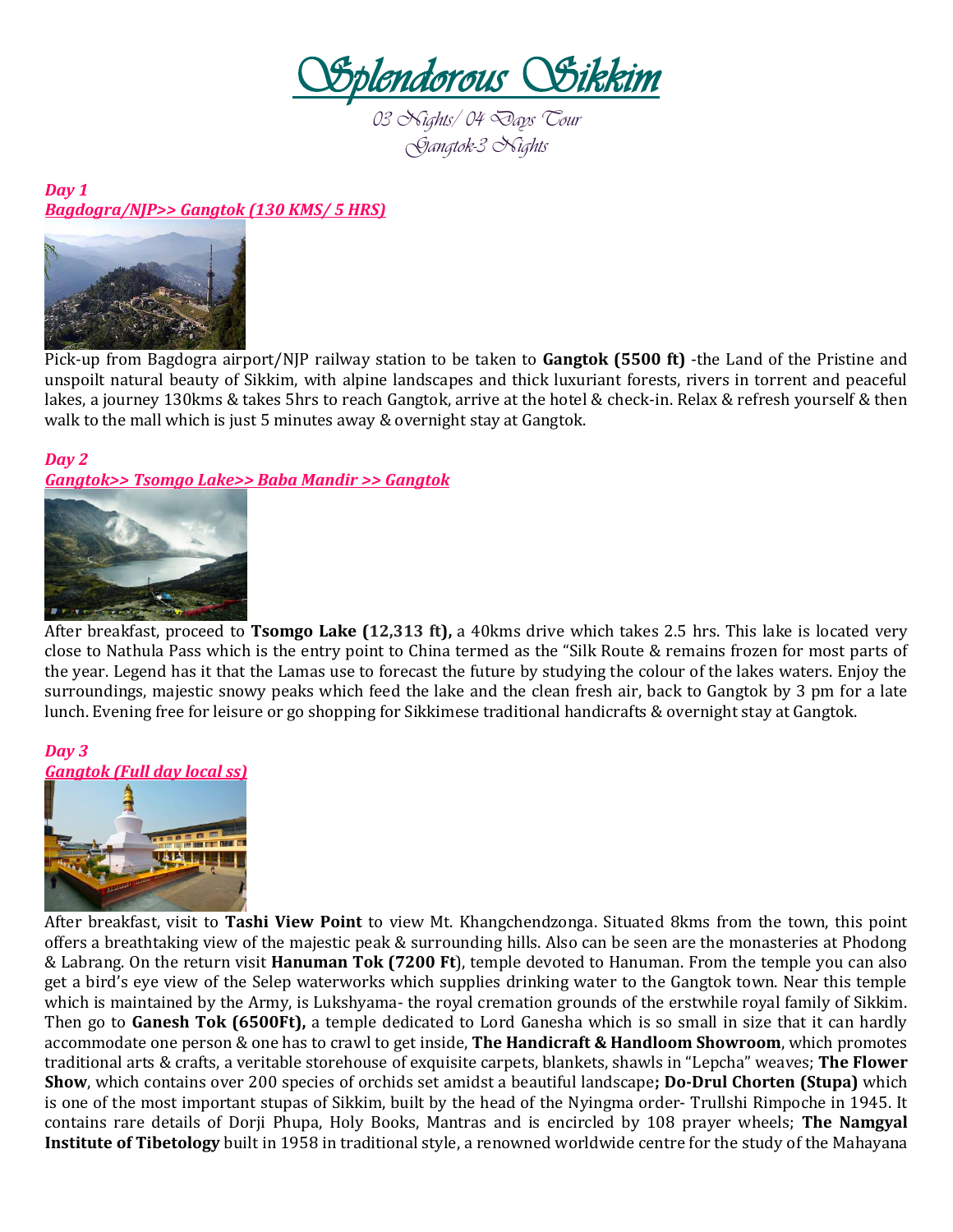# Splendorous Sikkim

*03 Nights/ 04 Days Tour*
*Gangtok-3 Nights*

***Day 1***
***Bagdogra/NJP>> Gangtok (130 KMS/ 5 HRS)***

Pick-up from Bagdogra airport/NJP railway station to be taken to **Gangtok (5500 ft)** -the Land of the Pristine and unspoilt natural beauty of Sikkim, with alpine landscapes and thick luxuriant forests, rivers in torrent and peaceful lakes, a journey 130kms & takes 5hrs to reach Gangtok, arrive at the hotel & check-in. Relax & refresh yourself & then walk to the mall which is just 5 minutes away & overnight stay at Gangtok.

***Day 2***
***Gangtok>> Tsomgo Lake>> Baba Mandir >> Gangtok***

After breakfast, proceed to **Tsomgo Lake (12,313 ft),** a 40kms drive which takes 2.5 hrs. This lake is located very close to Nathula Pass which is the entry point to China termed as the "Silk Route & remains frozen for most parts of the year. Legend has it that the Lamas use to forecast the future by studying the colour of the lakes waters. Enjoy the surroundings, majestic snowy peaks which feed the lake and the clean fresh air, back to Gangtok by 3 pm for a late lunch. Evening free for leisure or go shopping for Sikkimese traditional handicrafts & overnight stay at Gangtok.

***Day 3***
***Gangtok (Full day local ss)***

After breakfast, visit to **Tashi View Point** to view Mt. Khangchendzonga. Situated 8kms from the town, this point offers a breathtaking view of the majestic peak & surrounding hills. Also can be seen are the monasteries at Phodong & Labrang. On the return visit **Hanuman Tok (7200 Ft**), temple devoted to Hanuman. From the temple you can also get a bird's eye view of the Selep waterworks which supplies drinking water to the Gangtok town. Near this temple which is maintained by the Army, is Lukshyama- the royal cremation grounds of the erstwhile royal family of Sikkim. Then go to **Ganesh Tok (6500Ft),** a temple dedicated to Lord Ganesha which is so small in size that it can hardly accommodate one person & one has to crawl to get inside, **The Handicraft & Handloom Showroom**, which promotes traditional arts & crafts, a veritable storehouse of exquisite carpets, blankets, shawls in "Lepcha" weaves; **The Flower Show**, which contains over 200 species of orchids set amidst a beautiful landscape**; Do-Drul Chorten (Stupa)** which is one of the most important stupas of Sikkim, built by the head of the Nyingma order- Trullshi Rimpoche in 1945. It contains rare details of Dorji Phupa, Holy Books, Mantras and is encircled by 108 prayer wheels; **The Namgyal Institute of Tibetology** built in 1958 in traditional style, a renowned worldwide centre for the study of the Mahayana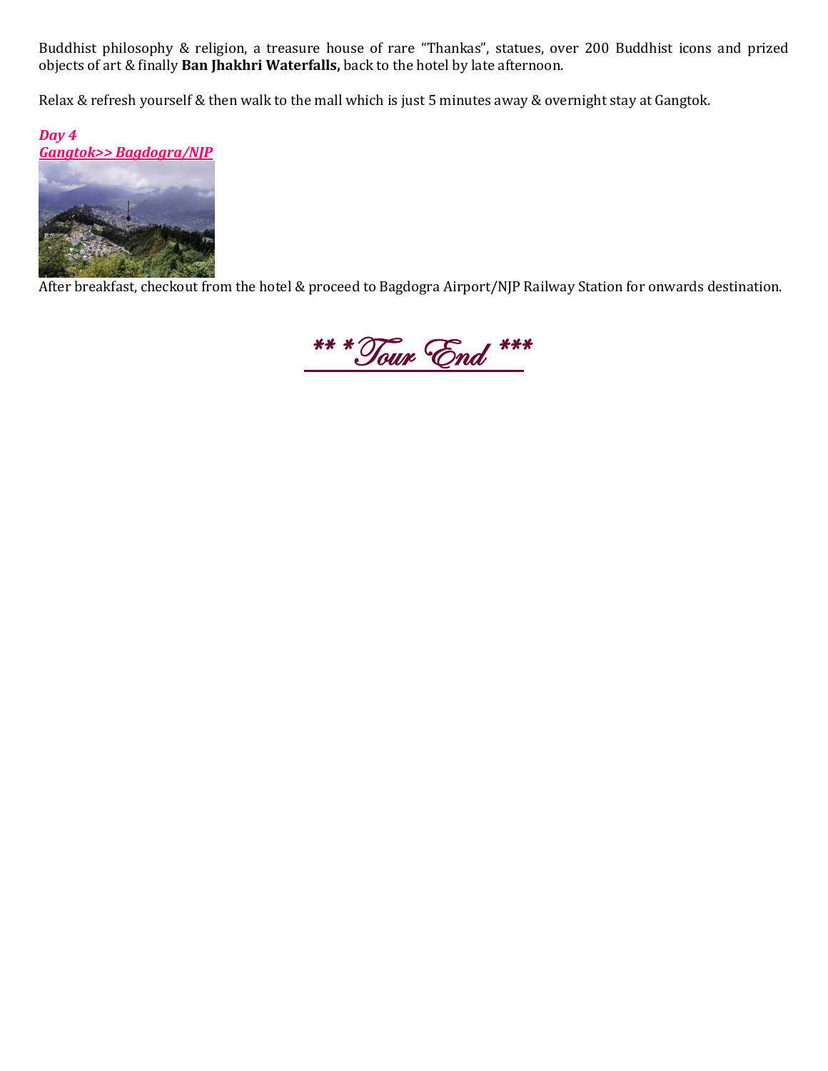Buddhist philosophy & religion, a treasure house of rare "Thankas", statues, over 200 Buddhist icons and prized objects of art & finally **Ban Jhakhri Waterfalls,** back to the hotel by late afternoon.

Relax & refresh yourself & then walk to the mall which is just 5 minutes away & overnight stay at Gangtok.

***Day 4***
***Gangtok>> Bagdogra/NJP***

After breakfast, checkout from the hotel & proceed to Bagdogra Airport/NJP Railway Station for onwards destination.

***** Tour End *****